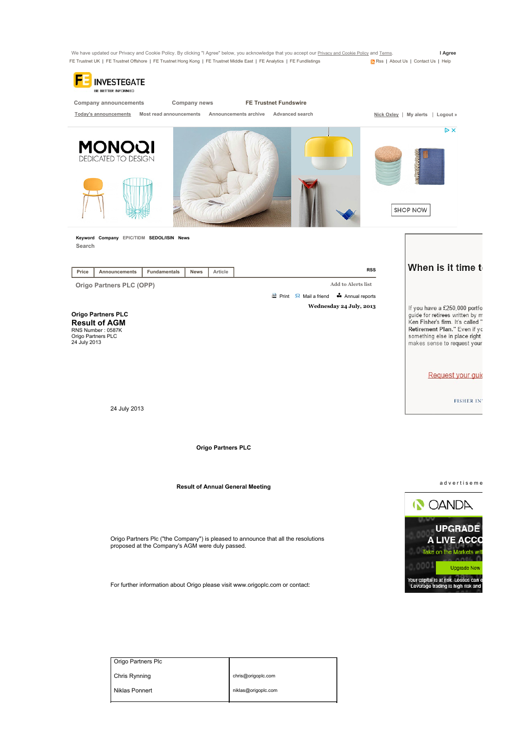We have updated our Privacy and Cookie Policy. By clicking "I Agree" below, you acknowledge that you accept our Privacy and Cookie Policy and Terms. **I Agree**

FE Trustnet UK | FE Trustnet Offshore | FE Trustnet Hong Kong | FE Trustnet Middle East | FE Analytics | FE Fundlistings | Rss | About Us | Contact Us | Help

**INVESTEGATE**
BE BETTER INFORMED

**Company announcements** | **Company news** | **FE Trustnet Fundswire**

Today's announcements | Most read announcements | Announcements archive | Advanced search | Nick Oxley | My alerts | Logout »

Keyword | Company | EPIC/TIDM | SEDOL/ISIN | News

Search

| Price | Announcements | Fundamentals | News | Article |
|---|---|---|---|---|

RSS

Origo Partners PLC (OPP)

Add to Alerts list

Print | Mail a friend | Annual reports

**Wednesday 24 July, 2013**

**Origo Partners PLC**

## Result of AGM

RNS Number : 0587K
Origo Partners PLC
24 July 2013

24 July 2013

**Origo Partners PLC**

**Result of Annual General Meeting**

Origo Partners Plc ("the Company") is pleased to announce that all the resolutions proposed at the Company's AGM were duly passed.

For further information about Origo please visit www.origoplc.com or contact:

| Origo Partners Plc | |
|---|---|
| Chris Rynning | chris@origoplc.com |
| Niklas Ponnert | niklas@origoplc.com |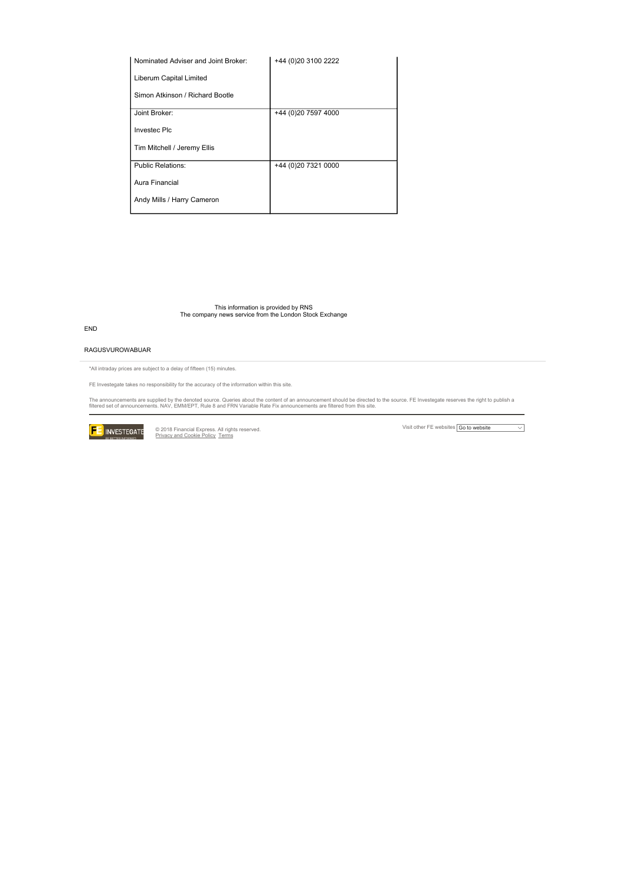| | |
|---|---|
| Nominated Adviser and Joint Broker:<br><br>Liberum Capital Limited<br><br>Simon Atkinson / Richard Bootle | +44 (0)20 3100 2222 |
| Joint Broker:<br><br>Investec Plc<br><br>Tim Mitchell / Jeremy Ellis | +44 (0)20 7597 4000 |
| Public Relations:<br><br>Aura Financial<br><br>Andy Mills / Harry Cameron | +44 (0)20 7321 0000 |

This information is provided by RNS
The company news service from the London Stock Exchange

END

RAGUSVUROWABUAR

*All intraday prices are subject to a delay of fifteen (15) minutes.

FE Investegate takes no responsibility for the accuracy of the information within this site.

The announcements are supplied by the denoted source. Queries about the content of an announcement should be directed to the source. FE Investegate reserves the right to publish a filtered set of announcements. NAV, EMM/EPT, Rule 8 and FRN Variable Rate Fix announcements are filtered from this site.

© 2018 Financial Express. All rights reserved.
Privacy and Cookie Policy Terms

Visit other FE websites Go to website